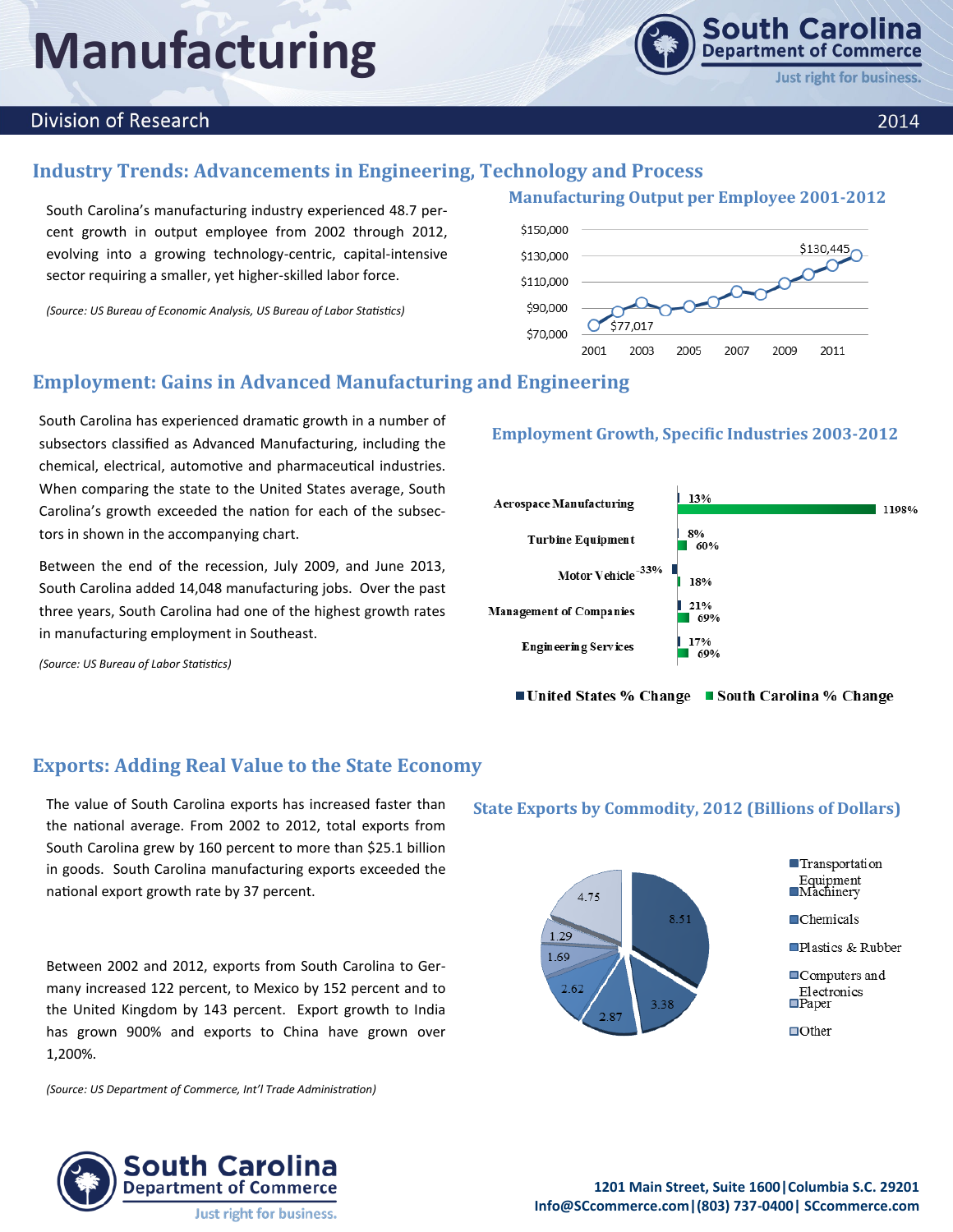# Manufacturing

**South Carolina Department of Commerce** — Just right for business.

Division of Research — 2014

## Industry Trends: Advancements in Engineering, Technology and Process

South Carolina's manufacturing industry experienced 48.7 percent growth in output employee from 2002 through 2012, evolving into a growing technology-centric, capital-intensive sector requiring a smaller, yet higher-skilled labor force.

*(Source: US Bureau of Economic Analysis, US Bureau of Labor Statistics)*

### Manufacturing Output per Employee 2001-2012

$77,017 (2001) … $130,445 (2012)

## Employment: Gains in Advanced Manufacturing and Engineering

South Carolina has experienced dramatic growth in a number of subsectors classified as Advanced Manufacturing, including the chemical, electrical, automotive and pharmaceutical industries. When comparing the state to the United States average, South Carolina's growth exceeded the nation for each of the subsectors in shown in the accompanying chart.

Between the end of the recession, July 2009, and June 2013, South Carolina added 14,048 manufacturing jobs. Over the past three years, South Carolina had one of the highest growth rates in manufacturing employment in Southeast.

*(Source: US Bureau of Labor Statistics)*

### Employment Growth, Specific Industries 2003-2012

| Industry | United States % Change | South Carolina % Change |
|---|---|---|
| Aerospace Manufacturing | 13% | 1198% |
| Turbine Equipment | 8% | 60% |
| Motor Vehicle | -33% | 18% |
| Management of Companies | 21% | 69% |
| Engineering Services | 17% | 69% |

## Exports: Adding Real Value to the State Economy

The value of South Carolina exports has increased faster than the national average. From 2002 to 2012, total exports from South Carolina grew by 160 percent to more than $25.1 billion in goods. South Carolina manufacturing exports exceeded the national export growth rate by 37 percent.

Between 2002 and 2012, exports from South Carolina to Germany increased 122 percent, to Mexico by 152 percent and to the United Kingdom by 143 percent. Export growth to India has grown 900% and exports to China have grown over 1,200%.

*(Source: US Department of Commerce, Int'l Trade Administration)*

### State Exports by Commodity, 2012 (Billions of Dollars)

| Commodity | Value |
|---|---|
| Transportation Equipment | 8.51 |
| Machinery | 3.38 |
| Chemicals | 2.87 |
| Plastics & Rubber | 2.62 |
| Computers and Electronics | 1.69 |
| Paper | 1.29 |
| Other | 4.75 |

**South Carolina Department of Commerce** — Just right for business.

1201 Main Street, Suite 1600|Columbia S.C. 29201
Info@SCcommerce.com|(803) 737-0400| SCcommerce.com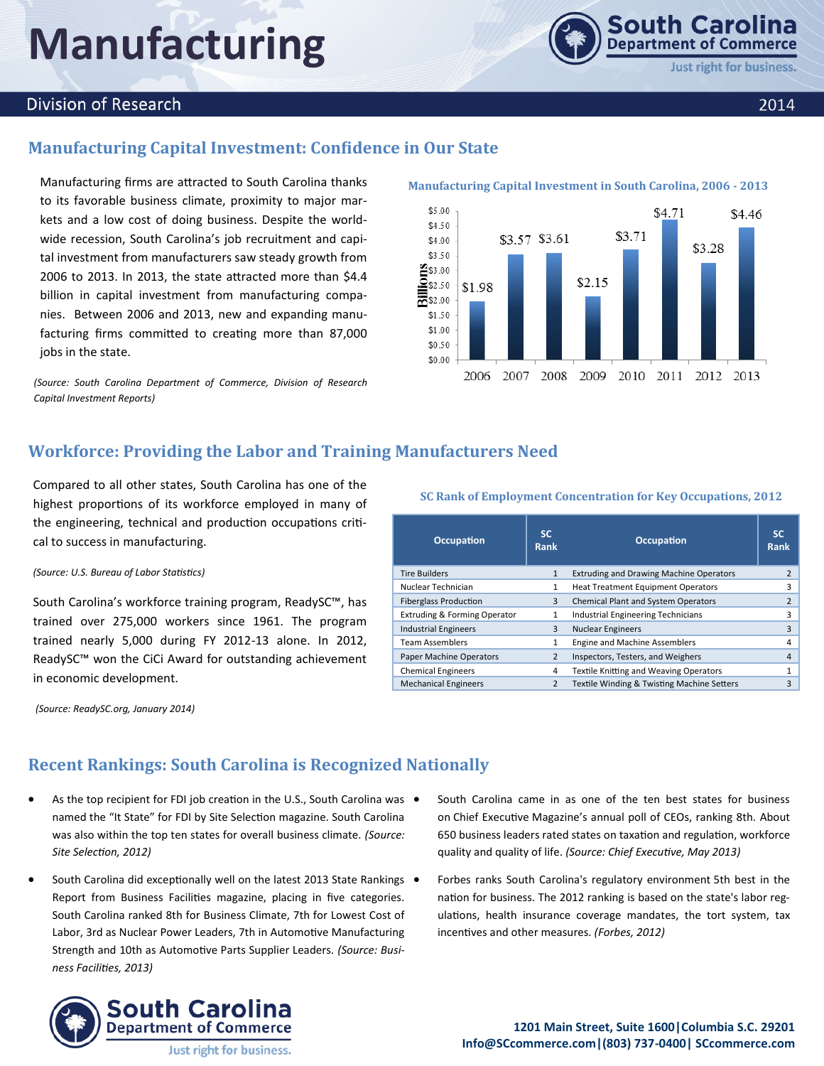# Manufacturing

South Carolina Department of Commerce
Just right for business.

Division of Research 2014

## Manufacturing Capital Investment: Confidence in Our State

Manufacturing firms are attracted to South Carolina thanks to its favorable business climate, proximity to major markets and a low cost of doing business. Despite the worldwide recession, South Carolina's job recruitment and capital investment from manufacturers saw steady growth from 2006 to 2013. In 2013, the state attracted more than $4.4 billion in capital investment from manufacturing companies. Between 2006 and 2013, new and expanding manufacturing firms committed to creating more than 87,000 jobs in the state.

*(Source: South Carolina Department of Commerce, Division of Research Capital Investment Reports)*

**Manufacturing Capital Investment in South Carolina, 2006 - 2013**

Billions

$0.00
$0.50
$1.00
$1.50
$2.00
$2.50
$3.00
$3.50
$4.00
$4.50
$5.00

2006 2007 2008 2009 2010 2011 2012 2013

$1.98 $3.57 $3.61 $2.15 $3.71 $4.71 $3.28 $4.46

## Workforce: Providing the Labor and Training Manufacturers Need

Compared to all other states, South Carolina has one of the highest proportions of its workforce employed in many of the engineering, technical and production occupations critical to success in manufacturing.

*(Source: U.S. Bureau of Labor Statistics)*

South Carolina's workforce training program, ReadySC™, has trained over 275,000 workers since 1961. The program trained nearly 5,000 during FY 2012-13 alone. In 2012, ReadySC™ won the CiCi Award for outstanding achievement in economic development.

*(Source: ReadySC.org, January 2014)*

**SC Rank of Employment Concentration for Key Occupations, 2012**

| Occupation | SC Rank | Occupation | SC Rank |
|---|---|---|---|
| Tire Builders | 1 | Extruding and Drawing Machine Operators | 2 |
| Nuclear Technician | 1 | Heat Treatment Equipment Operators | 3 |
| Fiberglass Production | 3 | Chemical Plant and System Operators | 2 |
| Extruding & Forming Operator | 1 | Industrial Engineering Technicians | 3 |
| Industrial Engineers | 3 | Nuclear Engineers | 3 |
| Team Assemblers | 1 | Engine and Machine Assemblers | 4 |
| Paper Machine Operators | 2 | Inspectors, Testers, and Weighers | 4 |
| Chemical Engineers | 4 | Textile Knitting and Weaving Operators | 1 |
| Mechanical Engineers | 2 | Textile Winding & Twisting Machine Setters | 3 |

## Recent Rankings: South Carolina is Recognized Nationally

- As the top recipient for FDI job creation in the U.S., South Carolina was named the "It State" for FDI by Site Selection magazine. South Carolina was also within the top ten states for overall business climate. *(Source: Site Selection, 2012)*
- South Carolina did exceptionally well on the latest 2013 State Rankings Report from Business Facilities magazine, placing in five categories. South Carolina ranked 8th for Business Climate, 7th for Lowest Cost of Labor, 3rd as Nuclear Power Leaders, 7th in Automotive Manufacturing Strength and 10th as Automotive Parts Supplier Leaders. *(Source: Business Facilities, 2013)*
- South Carolina came in as one of the ten best states for business on Chief Executive Magazine's annual poll of CEOs, ranking 8th. About 650 business leaders rated states on taxation and regulation, workforce quality and quality of life. *(Source: Chief Executive, May 2013)*
- Forbes ranks South Carolina's regulatory environment 5th best in the nation for business. The 2012 ranking is based on the state's labor regulations, health insurance coverage mandates, the tort system, tax incentives and other measures. *(Forbes, 2012)*

South Carolina Department of Commerce
Just right for business.

**1201 Main Street, Suite 1600|Columbia S.C. 29201**
**Info@SCcommerce.com|(803) 737-0400| SCcommerce.com**